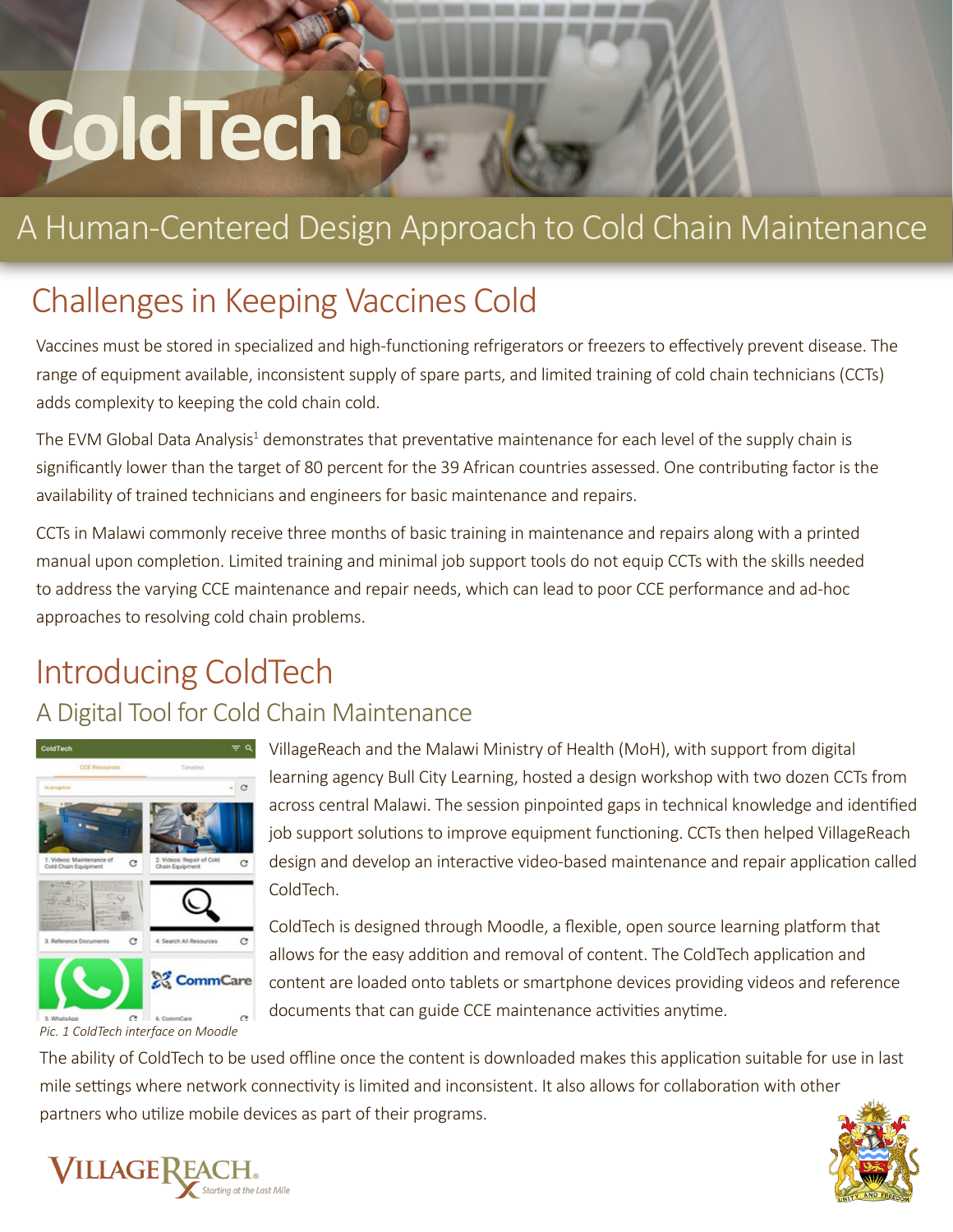# ColdTech

## A Human-Centered Design Approach to Cold Chain Maintenance

## Challenges in Keeping Vaccines Cold

Vaccines must be stored in specialized and high-functioning refrigerators or freezers to effectively prevent disease. The range of equipment available, inconsistent supply of spare parts, and limited training of cold chain technicians (CCTs) adds complexity to keeping the cold chain cold.

The EVM Global Data Analysis[1] demonstrates that preventative maintenance for each level of the supply chain is significantly lower than the target of 80 percent for the 39 African countries assessed. One contributing factor is the availability of trained technicians and engineers for basic maintenance and repairs.

CCTs in Malawi commonly receive three months of basic training in maintenance and repairs along with a printed manual upon completion. Limited training and minimal job support tools do not equip CCTs with the skills needed to address the varying CCE maintenance and repair needs, which can lead to poor CCE performance and ad-hoc approaches to resolving cold chain problems.

## Introducing ColdTech

### A Digital Tool for Cold Chain Maintenance

VillageReach and the Malawi Ministry of Health (MoH), with support from digital learning agency Bull City Learning, hosted a design workshop with two dozen CCTs from across central Malawi. The session pinpointed gaps in technical knowledge and identified job support solutions to improve equipment functioning. CCTs then helped VillageReach design and develop an interactive video-based maintenance and repair application called ColdTech.

ColdTech is designed through Moodle, a flexible, open source learning platform that allows for the easy addition and removal of content. The ColdTech application and content are loaded onto tablets or smartphone devices providing videos and reference documents that can guide CCE maintenance activities anytime.

*Pic. 1 ColdTech interface on Moodle*

The ability of ColdTech to be used offline once the content is downloaded makes this application suitable for use in last mile settings where network connectivity is limited and inconsistent. It also allows for collaboration with other partners who utilize mobile devices as part of their programs.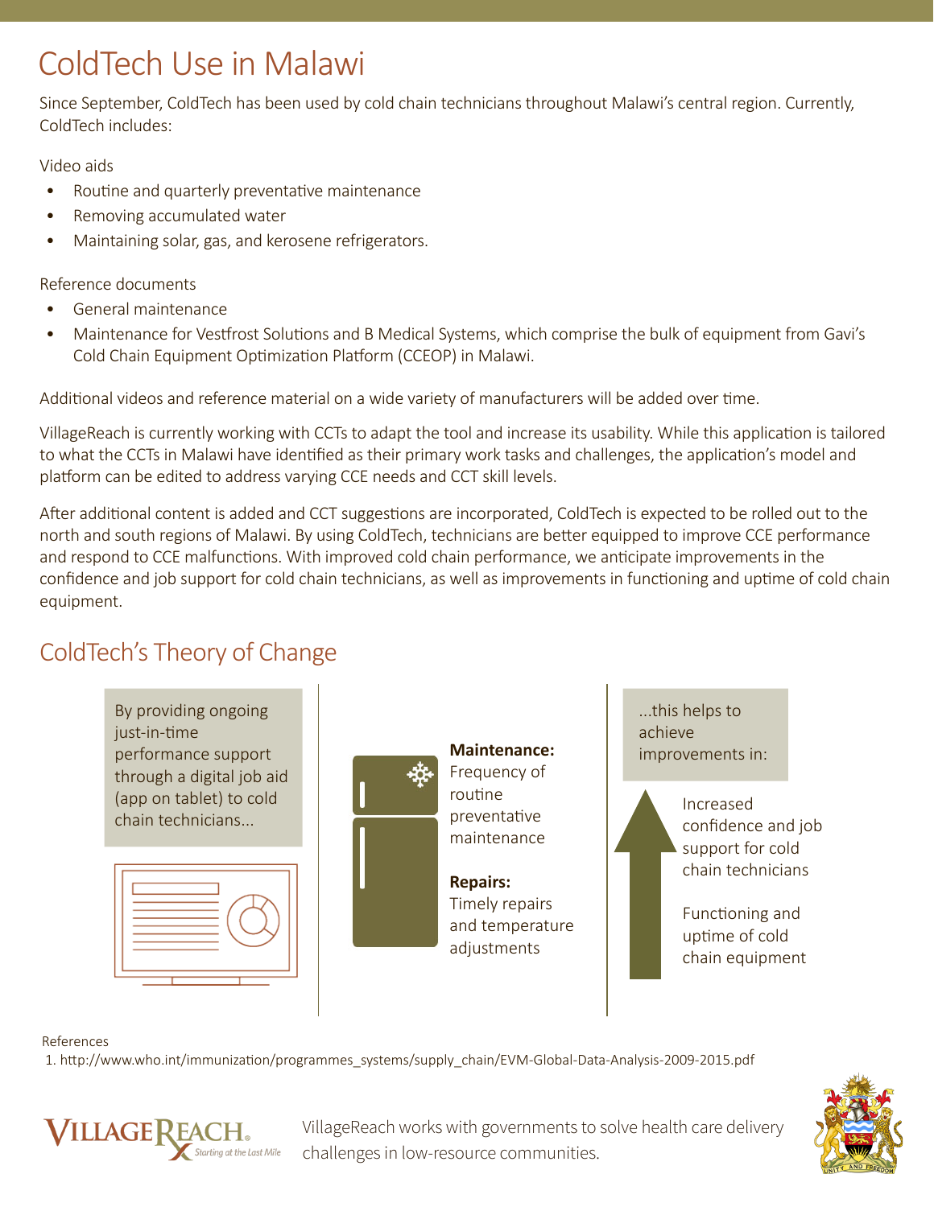# ColdTech Use in Malawi

Since September, ColdTech has been used by cold chain technicians throughout Malawi's central region. Currently, ColdTech includes:

Video aids

- Routine and quarterly preventative maintenance
- Removing accumulated water
- Maintaining solar, gas, and kerosene refrigerators.

Reference documents

- General maintenance
- Maintenance for Vestfrost Solutions and B Medical Systems, which comprise the bulk of equipment from Gavi's Cold Chain Equipment Optimization Platform (CCEOP) in Malawi.

Additional videos and reference material on a wide variety of manufacturers will be added over time.

VillageReach is currently working with CCTs to adapt the tool and increase its usability. While this application is tailored to what the CCTs in Malawi have identified as their primary work tasks and challenges, the application's model and platform can be edited to address varying CCE needs and CCT skill levels.

After additional content is added and CCT suggestions are incorporated, ColdTech is expected to be rolled out to the north and south regions of Malawi. By using ColdTech, technicians are better equipped to improve CCE performance and respond to CCE malfunctions. With improved cold chain performance, we anticipate improvements in the confidence and job support for cold chain technicians, as well as improvements in functioning and uptime of cold chain equipment.

## ColdTech's Theory of Change

By providing ongoing just-in-time performance support through a digital job aid (app on tablet) to cold chain technicians...

**Maintenance:** Frequency of routine preventative maintenance

**Repairs:** Timely repairs and temperature adjustments

...this helps to achieve improvements in:

Increased confidence and job support for cold chain technicians

Functioning and uptime of cold chain equipment

References

1. http://www.who.int/immunization/programmes_systems/supply_chain/EVM-Global-Data-Analysis-2009-2015.pdf

VillageReach — Starting at the Last Mile

VillageReach works with governments to solve health care delivery challenges in low-resource communities.